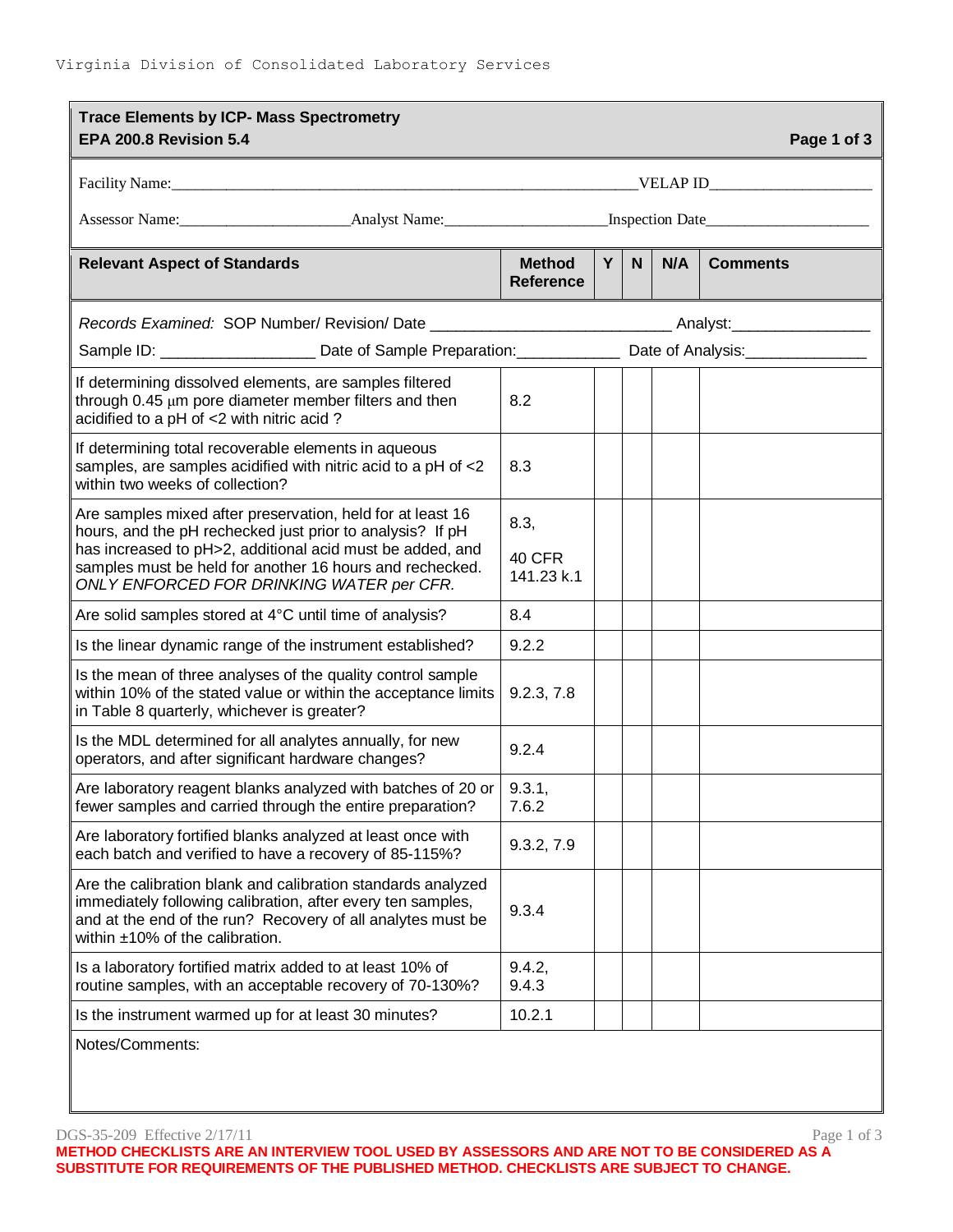Virginia Division of Consolidated Laboratory Services

**Trace Elements by ICP- Mass Spectrometry**
**EPA 200.8 Revision 5.4**

Facility Name:\_\_\_\_\_\_\_\_\_\_\_\_\_\_\_\_\_\_\_\_\_\_\_\_\_\_\_\_\_\_\_\_\_\_\_\_\_\_\_\_\_\_\_\_\_\_\_\_\_\_\_\_\_\_ VELAP ID\_\_\_\_\_\_\_\_\_\_\_\_\_\_\_\_\_\_\_\_

Assessor Name:\_\_\_\_\_\_\_\_\_\_\_\_\_\_\_\_\_\_\_\_\_ Analyst Name:\_\_\_\_\_\_\_\_\_\_\_\_\_\_\_\_\_\_\_\_ Inspection Date\_\_\_\_\_\_\_\_\_\_\_\_\_\_\_\_\_\_\_\_

| Relevant Aspect of Standards | Method Reference | Y | N | N/A | Comments |
|---|---|---|---|---|---|
| *Records Examined:* SOP Number/ Revision/ Date \_\_\_\_\_\_\_\_\_\_\_\_\_\_\_\_\_\_\_\_\_\_\_\_\_\_\_ Analyst:\_\_\_\_\_\_\_\_\_\_\_\_\_\_\_\_ Sample ID: \_\_\_\_\_\_\_\_\_\_\_\_\_\_\_\_\_ Date of Sample Preparation:\_\_\_\_\_\_\_\_\_\_\_\_ Date of Analysis:\_\_\_\_\_\_\_\_\_\_\_\_\_\_ | | | | | |
| If determining dissolved elements, are samples filtered through 0.45 µm pore diameter member filters and then acidified to a pH of <2 with nitric acid ? | 8.2 | | | | |
| If determining total recoverable elements in aqueous samples, are samples acidified with nitric acid to a pH of <2 within two weeks of collection? | 8.3 | | | | |
| Are samples mixed after preservation, held for at least 16 hours, and the pH rechecked just prior to analysis? If pH has increased to pH>2, additional acid must be added, and samples must be held for another 16 hours and rechecked. *ONLY ENFORCED FOR DRINKING WATER per CFR.* | 8.3, 40 CFR 141.23 k.1 | | | | |
| Are solid samples stored at 4°C until time of analysis? | 8.4 | | | | |
| Is the linear dynamic range of the instrument established? | 9.2.2 | | | | |
| Is the mean of three analyses of the quality control sample within 10% of the stated value or within the acceptance limits in Table 8 quarterly, whichever is greater? | 9.2.3, 7.8 | | | | |
| Is the MDL determined for all analytes annually, for new operators, and after significant hardware changes? | 9.2.4 | | | | |
| Are laboratory reagent blanks analyzed with batches of 20 or fewer samples and carried through the entire preparation? | 9.3.1, 7.6.2 | | | | |
| Are laboratory fortified blanks analyzed at least once with each batch and verified to have a recovery of 85-115%? | 9.3.2, 7.9 | | | | |
| Are the calibration blank and calibration standards analyzed immediately following calibration, after every ten samples, and at the end of the run? Recovery of all analytes must be within ±10% of the calibration. | 9.3.4 | | | | |
| Is a laboratory fortified matrix added to at least 10% of routine samples, with an acceptable recovery of 70-130%? | 9.4.2, 9.4.3 | | | | |
| Is the instrument warmed up for at least 30 minutes? | 10.2.1 | | | | |

Notes/Comments:

DGS-35-209 Effective 2/17/11

**METHOD CHECKLISTS ARE AN INTERVIEW TOOL USED BY ASSESSORS AND ARE NOT TO BE CONSIDERED AS A SUBSTITUTE FOR REQUIREMENTS OF THE PUBLISHED METHOD. CHECKLISTS ARE SUBJECT TO CHANGE.**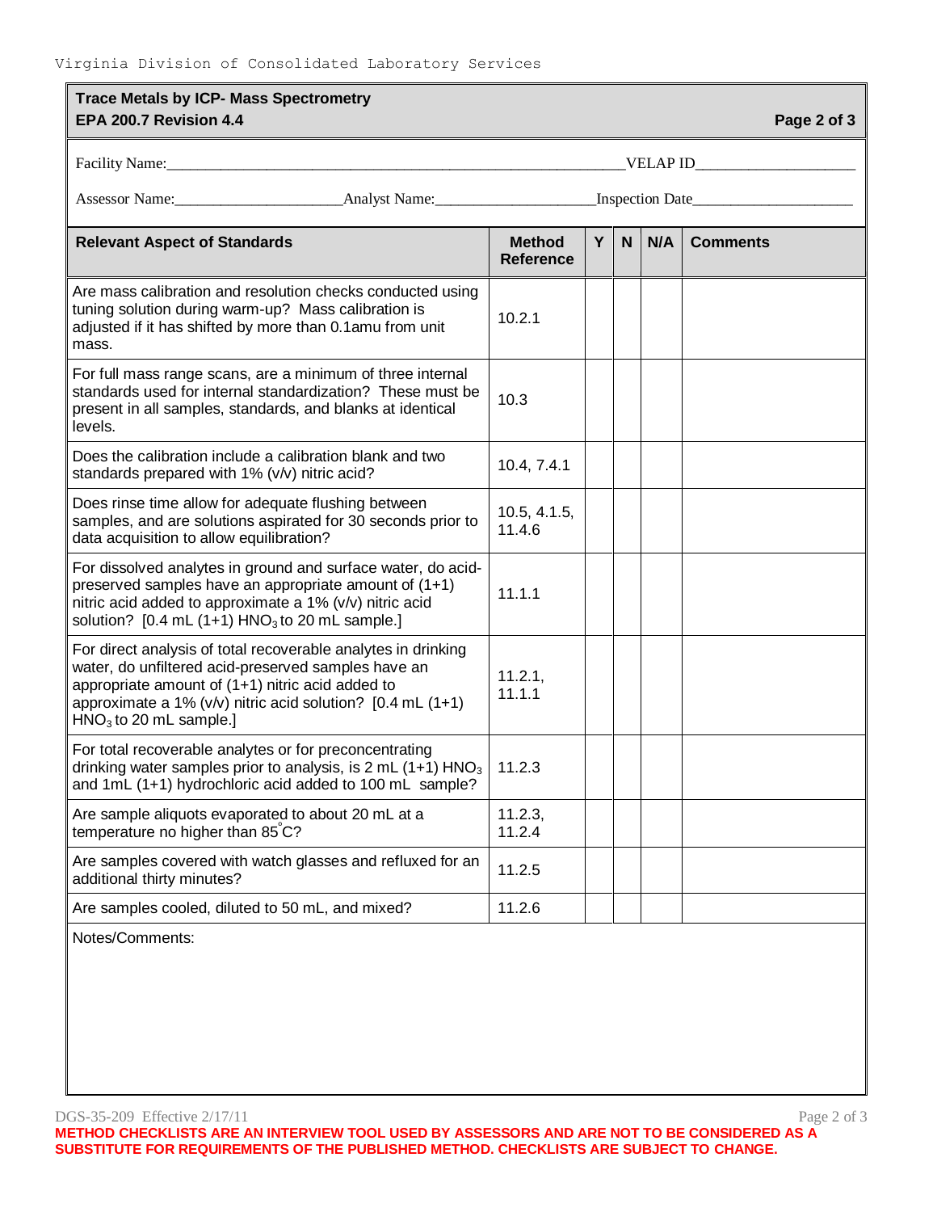**Trace Metals by ICP- Mass Spectrometry**
**EPA 200.7 Revision 4.4**

Facility Name:\_\_\_\_\_\_\_\_\_\_\_\_\_\_\_\_\_\_\_\_\_\_\_\_\_\_\_\_\_\_\_\_\_\_\_\_\_\_\_\_\_\_\_\_\_\_\_\_VELAP ID\_\_\_\_\_\_\_\_\_\_\_\_\_\_\_\_\_\_\_\_

Assessor Name:\_\_\_\_\_\_\_\_\_\_\_\_\_\_\_\_\_\_\_\_Analyst Name:\_\_\_\_\_\_\_\_\_\_\_\_\_\_\_\_\_\_\_\_Inspection Date\_\_\_\_\_\_\_\_\_\_\_\_\_\_\_\_\_\_\_\_

| Relevant Aspect of Standards | Method Reference | Y | N | N/A | Comments |
|---|---|---|---|---|---|
| Are mass calibration and resolution checks conducted using tuning solution during warm-up? Mass calibration is adjusted if it has shifted by more than 0.1amu from unit mass. | 10.2.1 | | | | |
| For full mass range scans, are a minimum of three internal standards used for internal standardization? These must be present in all samples, standards, and blanks at identical levels. | 10.3 | | | | |
| Does the calibration include a calibration blank and two standards prepared with 1% (v/v) nitric acid? | 10.4, 7.4.1 | | | | |
| Does rinse time allow for adequate flushing between samples, and are solutions aspirated for 30 seconds prior to data acquisition to allow equilibration? | 10.5, 4.1.5, 11.4.6 | | | | |
| For dissolved analytes in ground and surface water, do acid-preserved samples have an appropriate amount of (1+1) nitric acid added to approximate a 1% (v/v) nitric acid solution? [0.4 mL (1+1) $HNO_3$ to 20 mL sample.] | 11.1.1 | | | | |
| For direct analysis of total recoverable analytes in drinking water, do unfiltered acid-preserved samples have an appropriate amount of (1+1) nitric acid added to approximate a 1% (v/v) nitric acid solution? [0.4 mL (1+1) $HNO_3$ to 20 mL sample.] | 11.2.1, 11.1.1 | | | | |
| For total recoverable analytes or for preconcentrating drinking water samples prior to analysis, is 2 mL (1+1) $HNO_3$ and 1mL (1+1) hydrochloric acid added to 100 mL sample? | 11.2.3 | | | | |
| Are sample aliquots evaporated to about 20 mL at a temperature no higher than 85°C? | 11.2.3, 11.2.4 | | | | |
| Are samples covered with watch glasses and refluxed for an additional thirty minutes? | 11.2.5 | | | | |
| Are samples cooled, diluted to 50 mL, and mixed? | 11.2.6 | | | | |

Notes/Comments:

DGS-35-209 Effective 2/17/11

**METHOD CHECKLISTS ARE AN INTERVIEW TOOL USED BY ASSESSORS AND ARE NOT TO BE CONSIDERED AS A SUBSTITUTE FOR REQUIREMENTS OF THE PUBLISHED METHOD. CHECKLISTS ARE SUBJECT TO CHANGE.**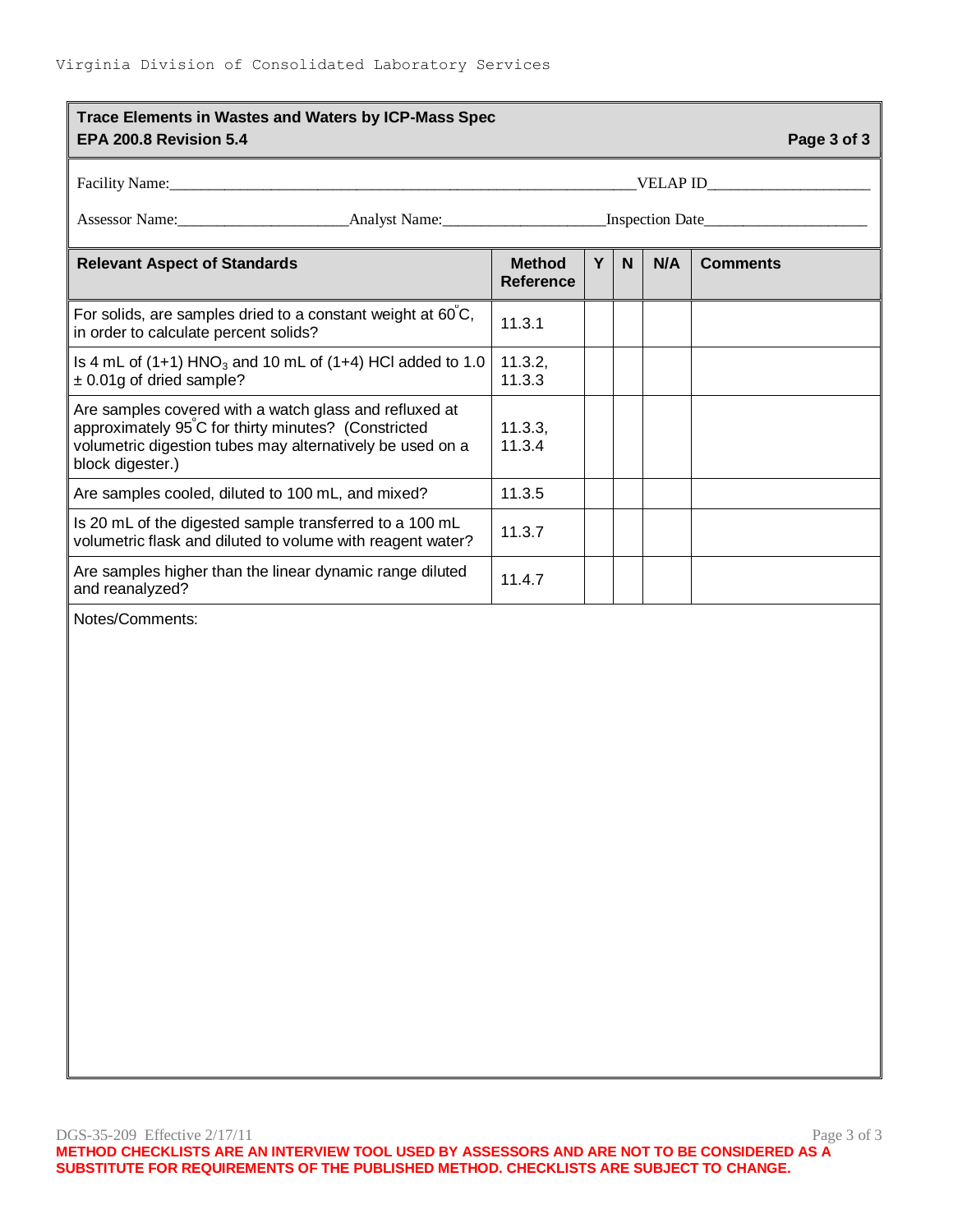**Trace Elements in Wastes and Waters by ICP-Mass Spec**
**EPA 200.8 Revision 5.4**

Facility Name:\_\_\_\_\_\_\_\_\_\_\_\_\_\_\_\_\_\_\_\_\_\_\_\_\_\_\_\_\_\_\_\_\_\_\_\_\_\_\_\_\_\_\_\_\_\_ VELAP ID\_\_\_\_\_\_\_\_\_\_\_\_\_\_\_\_\_\_

Assessor Name:\_\_\_\_\_\_\_\_\_\_\_\_\_\_\_\_\_\_ Analyst Name:\_\_\_\_\_\_\_\_\_\_\_\_\_\_\_\_\_\_ Inspection Date\_\_\_\_\_\_\_\_\_\_\_\_\_\_\_\_\_\_

| Relevant Aspect of Standards | Method Reference | Y | N | N/A | Comments |
|---|---|---|---|---|---|
| For solids, are samples dried to a constant weight at 60°C, in order to calculate percent solids? | 11.3.1 | | | | |
| Is 4 mL of (1+1) $HNO_3$ and 10 mL of (1+4) HCl added to 1.0 ± 0.01g of dried sample? | 11.3.2, 11.3.3 | | | | |
| Are samples covered with a watch glass and refluxed at approximately 95°C for thirty minutes? (Constricted volumetric digestion tubes may alternatively be used on a block digester.) | 11.3.3, 11.3.4 | | | | |
| Are samples cooled, diluted to 100 mL, and mixed? | 11.3.5 | | | | |
| Is 20 mL of the digested sample transferred to a 100 mL volumetric flask and diluted to volume with reagent water? | 11.3.7 | | | | |
| Are samples higher than the linear dynamic range diluted and reanalyzed? | 11.4.7 | | | | |

Notes/Comments:

DGS-35-209 Effective 2/17/11

**METHOD CHECKLISTS ARE AN INTERVIEW TOOL USED BY ASSESSORS AND ARE NOT TO BE CONSIDERED AS A SUBSTITUTE FOR REQUIREMENTS OF THE PUBLISHED METHOD. CHECKLISTS ARE SUBJECT TO CHANGE.**